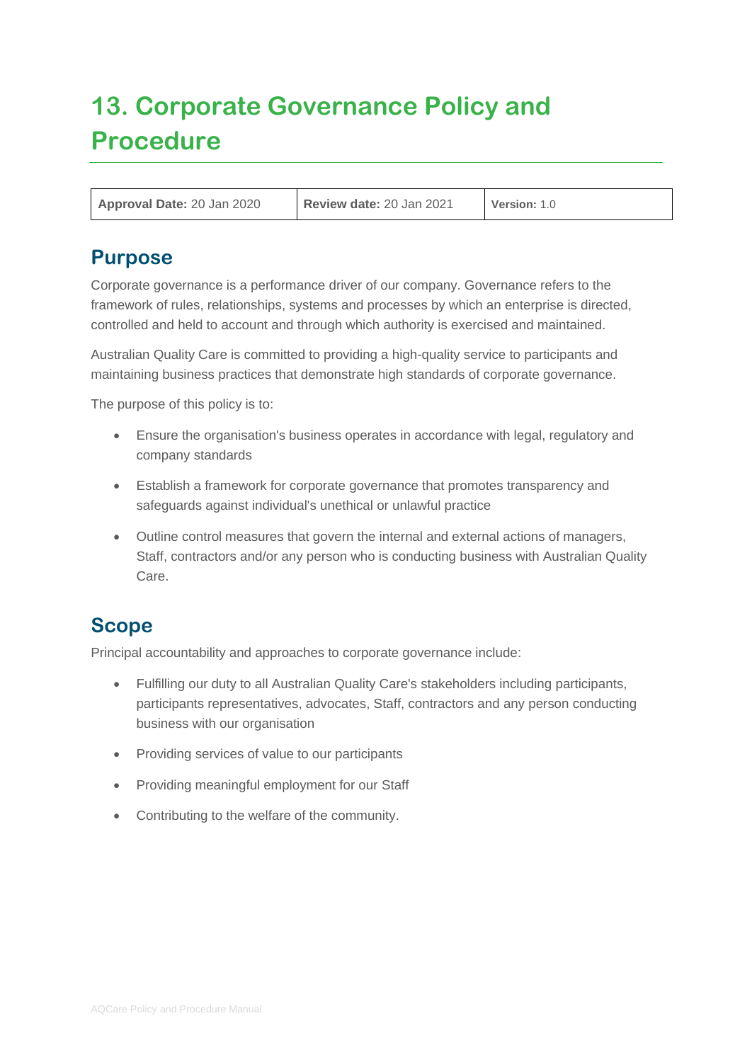# 13. Corporate Governance Policy and Procedure

| **Approval Date:** 20 Jan 2020 | **Review date:** 20 Jan 2021 | **Version:** 1.0 |
|---|---|---|

## Purpose

Corporate governance is a performance driver of our company. Governance refers to the framework of rules, relationships, systems and processes by which an enterprise is directed, controlled and held to account and through which authority is exercised and maintained.

Australian Quality Care is committed to providing a high-quality service to participants and maintaining business practices that demonstrate high standards of corporate governance.

The purpose of this policy is to:

- Ensure the organisation's business operates in accordance with legal, regulatory and company standards
- Establish a framework for corporate governance that promotes transparency and safeguards against individual's unethical or unlawful practice
- Outline control measures that govern the internal and external actions of managers, Staff, contractors and/or any person who is conducting business with Australian Quality Care.

## Scope

Principal accountability and approaches to corporate governance include:

- Fulfilling our duty to all Australian Quality Care's stakeholders including participants, participants representatives, advocates, Staff, contractors and any person conducting business with our organisation
- Providing services of value to our participants
- Providing meaningful employment for our Staff
- Contributing to the welfare of the community.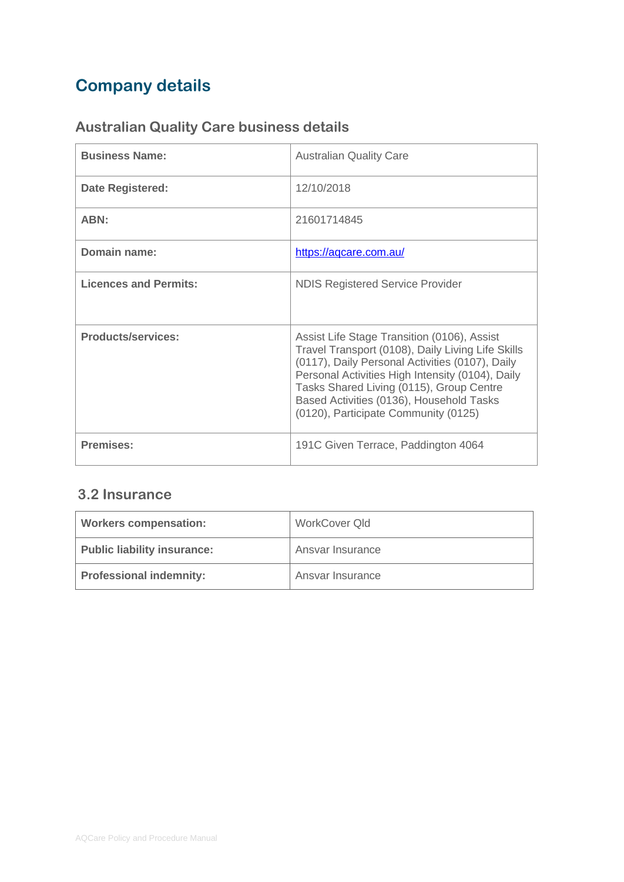# Company details

## Australian Quality Care business details

| | |
|---|---|
| **Business Name:** | Australian Quality Care |
| **Date Registered:** | 12/10/2018 |
| **ABN:** | 21601714845 |
| **Domain name:** | https://aqcare.com.au/ |
| **Licences and Permits:** | NDIS Registered Service Provider |
| **Products/services:** | Assist Life Stage Transition (0106), Assist Travel Transport (0108), Daily Living Life Skills (0117), Daily Personal Activities (0107), Daily Personal Activities High Intensity (0104), Daily Tasks Shared Living (0115), Group Centre Based Activities (0136), Household Tasks (0120), Participate Community (0125) |
| **Premises:** | 191C Given Terrace, Paddington 4064 |

## 3.2 Insurance

| | |
|---|---|
| **Workers compensation:** | WorkCover Qld |
| **Public liability insurance:** | Ansvar Insurance |
| **Professional indemnity:** | Ansvar Insurance |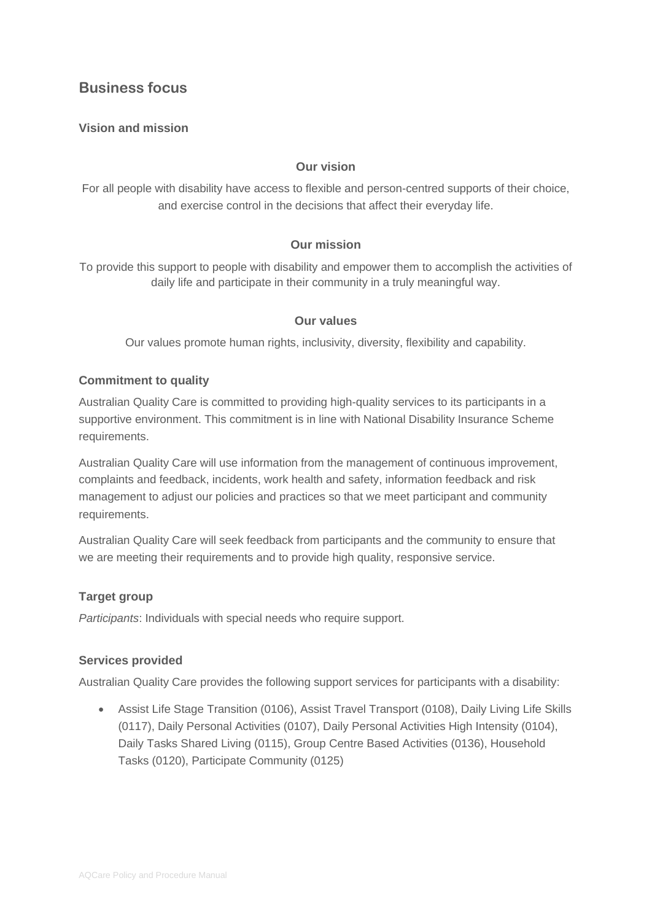## Business focus

### Vision and mission

**Our vision**

For all people with disability have access to flexible and person-centred supports of their choice, and exercise control in the decisions that affect their everyday life.

**Our mission**

To provide this support to people with disability and empower them to accomplish the activities of daily life and participate in their community in a truly meaningful way.

**Our values**

Our values promote human rights, inclusivity, diversity, flexibility and capability.

### Commitment to quality

Australian Quality Care is committed to providing high-quality services to its participants in a supportive environment. This commitment is in line with National Disability Insurance Scheme requirements.

Australian Quality Care will use information from the management of continuous improvement, complaints and feedback, incidents, work health and safety, information feedback and risk management to adjust our policies and practices so that we meet participant and community requirements.

Australian Quality Care will seek feedback from participants and the community to ensure that we are meeting their requirements and to provide high quality, responsive service.

### Target group

*Participants*: Individuals with special needs who require support.

### Services provided

Australian Quality Care provides the following support services for participants with a disability:

- Assist Life Stage Transition (0106), Assist Travel Transport (0108), Daily Living Life Skills (0117), Daily Personal Activities (0107), Daily Personal Activities High Intensity (0104), Daily Tasks Shared Living (0115), Group Centre Based Activities (0136), Household Tasks (0120), Participate Community (0125)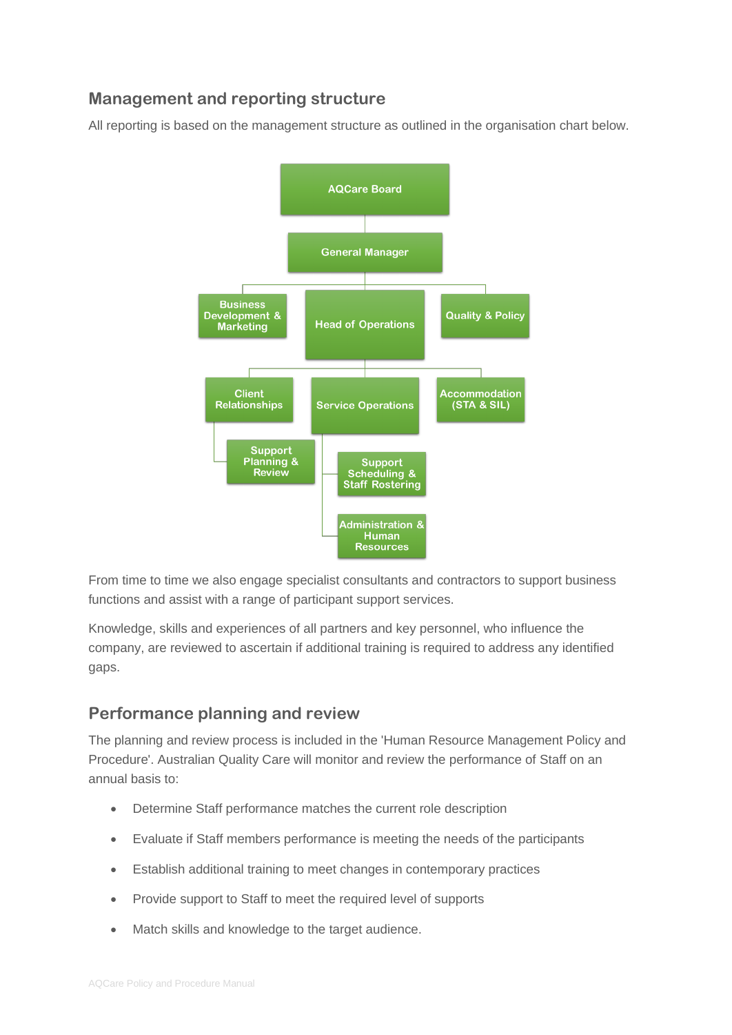## Management and reporting structure

All reporting is based on the management structure as outlined in the organisation chart below.

- AQCare Board
  - General Manager
    - Business Development & Marketing
    - Head of Operations
      - Client Relationships
        - Support Planning & Review
      - Service Operations
        - Support Scheduling & Staff Rostering
        - Administration & Human Resources
      - Accommodation (STA & SIL)
    - Quality & Policy

From time to time we also engage specialist consultants and contractors to support business functions and assist with a range of participant support services.

Knowledge, skills and experiences of all partners and key personnel, who influence the company, are reviewed to ascertain if additional training is required to address any identified gaps.

## Performance planning and review

The planning and review process is included in the 'Human Resource Management Policy and Procedure'. Australian Quality Care will monitor and review the performance of Staff on an annual basis to:

- Determine Staff performance matches the current role description
- Evaluate if Staff members performance is meeting the needs of the participants
- Establish additional training to meet changes in contemporary practices
- Provide support to Staff to meet the required level of supports
- Match skills and knowledge to the target audience.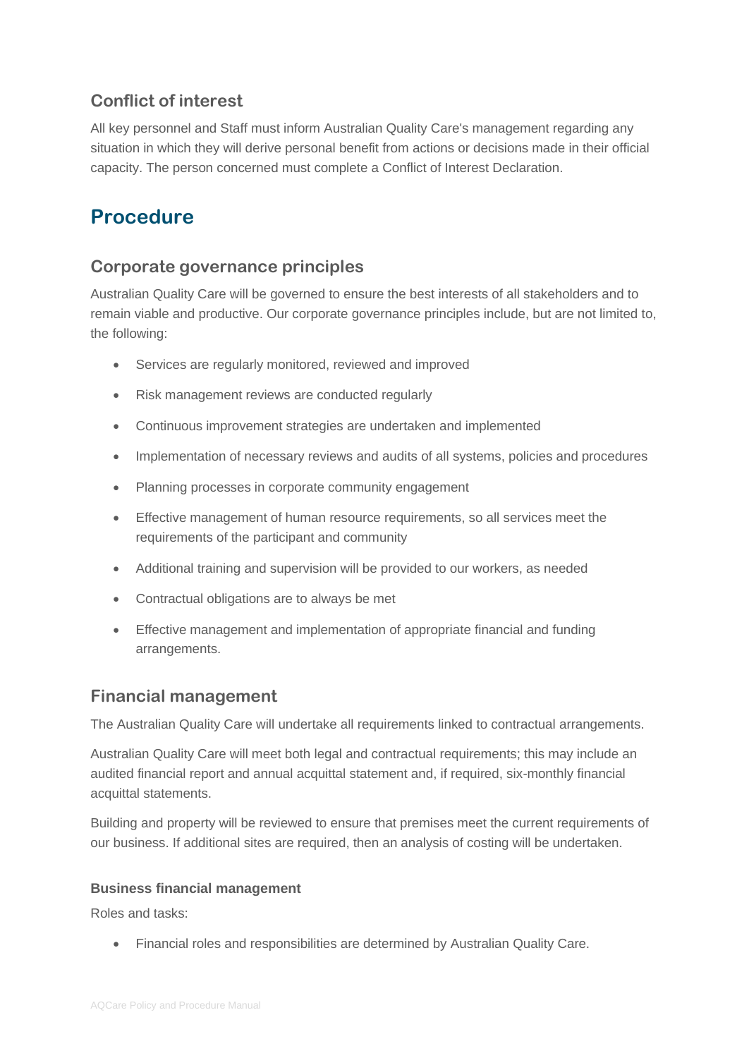### Conflict of interest

All key personnel and Staff must inform Australian Quality Care's management regarding any situation in which they will derive personal benefit from actions or decisions made in their official capacity. The person concerned must complete a Conflict of Interest Declaration.

## Procedure

### Corporate governance principles

Australian Quality Care will be governed to ensure the best interests of all stakeholders and to remain viable and productive. Our corporate governance principles include, but are not limited to, the following:

- Services are regularly monitored, reviewed and improved
- Risk management reviews are conducted regularly
- Continuous improvement strategies are undertaken and implemented
- Implementation of necessary reviews and audits of all systems, policies and procedures
- Planning processes in corporate community engagement
- Effective management of human resource requirements, so all services meet the requirements of the participant and community
- Additional training and supervision will be provided to our workers, as needed
- Contractual obligations are to always be met
- Effective management and implementation of appropriate financial and funding arrangements.

### Financial management

The Australian Quality Care will undertake all requirements linked to contractual arrangements.

Australian Quality Care will meet both legal and contractual requirements; this may include an audited financial report and annual acquittal statement and, if required, six-monthly financial acquittal statements.

Building and property will be reviewed to ensure that premises meet the current requirements of our business. If additional sites are required, then an analysis of costing will be undertaken.

#### Business financial management

Roles and tasks:

- Financial roles and responsibilities are determined by Australian Quality Care.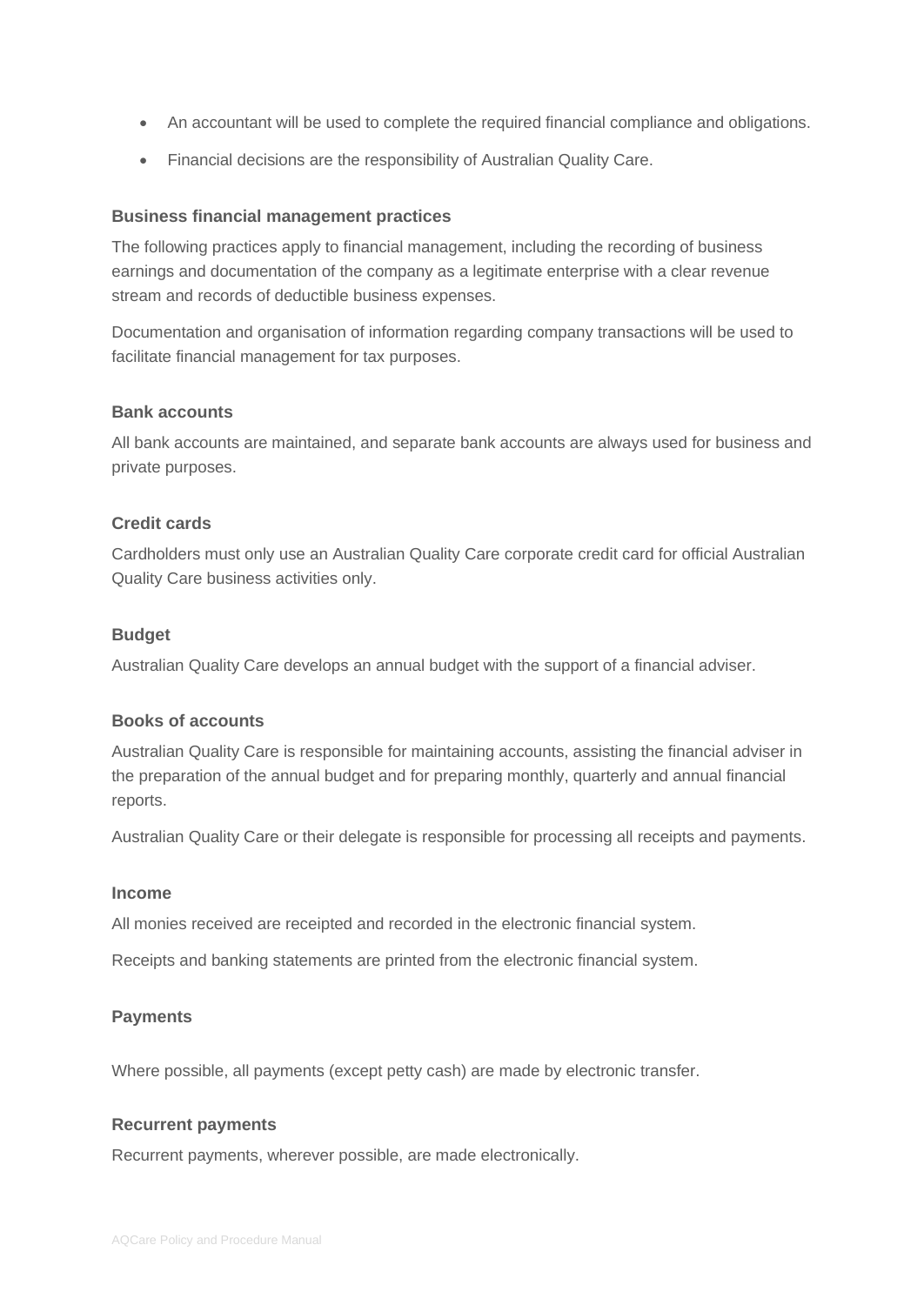- An accountant will be used to complete the required financial compliance and obligations.
- Financial decisions are the responsibility of Australian Quality Care.

**Business financial management practices**

The following practices apply to financial management, including the recording of business earnings and documentation of the company as a legitimate enterprise with a clear revenue stream and records of deductible business expenses.

Documentation and organisation of information regarding company transactions will be used to facilitate financial management for tax purposes.

**Bank accounts**

All bank accounts are maintained, and separate bank accounts are always used for business and private purposes.

**Credit cards**

Cardholders must only use an Australian Quality Care corporate credit card for official Australian Quality Care business activities only.

**Budget**

Australian Quality Care develops an annual budget with the support of a financial adviser.

**Books of accounts**

Australian Quality Care is responsible for maintaining accounts, assisting the financial adviser in the preparation of the annual budget and for preparing monthly, quarterly and annual financial reports.

Australian Quality Care or their delegate is responsible for processing all receipts and payments.

**Income**

All monies received are receipted and recorded in the electronic financial system.

Receipts and banking statements are printed from the electronic financial system.

**Payments**

Where possible, all payments (except petty cash) are made by electronic transfer.

**Recurrent payments**

Recurrent payments, wherever possible, are made electronically.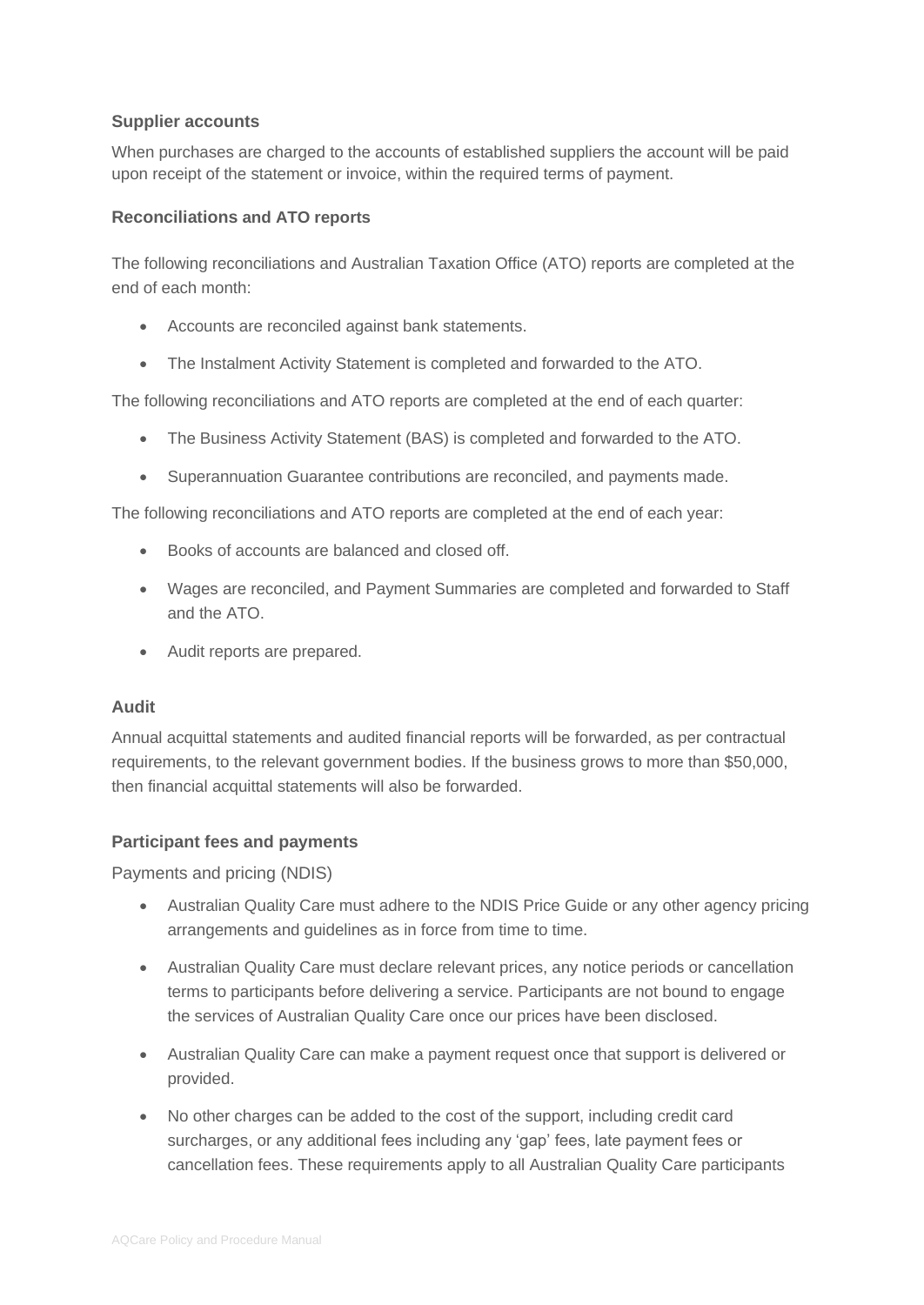### Supplier accounts

When purchases are charged to the accounts of established suppliers the account will be paid upon receipt of the statement or invoice, within the required terms of payment.

### Reconciliations and ATO reports

The following reconciliations and Australian Taxation Office (ATO) reports are completed at the end of each month:

- Accounts are reconciled against bank statements.
- The Instalment Activity Statement is completed and forwarded to the ATO.

The following reconciliations and ATO reports are completed at the end of each quarter:

- The Business Activity Statement (BAS) is completed and forwarded to the ATO.
- Superannuation Guarantee contributions are reconciled, and payments made.

The following reconciliations and ATO reports are completed at the end of each year:

- Books of accounts are balanced and closed off.
- Wages are reconciled, and Payment Summaries are completed and forwarded to Staff and the ATO.
- Audit reports are prepared.

### Audit

Annual acquittal statements and audited financial reports will be forwarded, as per contractual requirements, to the relevant government bodies. If the business grows to more than $50,000, then financial acquittal statements will also be forwarded.

### Participant fees and payments

Payments and pricing (NDIS)

- Australian Quality Care must adhere to the NDIS Price Guide or any other agency pricing arrangements and guidelines as in force from time to time.
- Australian Quality Care must declare relevant prices, any notice periods or cancellation terms to participants before delivering a service. Participants are not bound to engage the services of Australian Quality Care once our prices have been disclosed.
- Australian Quality Care can make a payment request once that support is delivered or provided.
- No other charges can be added to the cost of the support, including credit card surcharges, or any additional fees including any 'gap' fees, late payment fees or cancellation fees. These requirements apply to all Australian Quality Care participants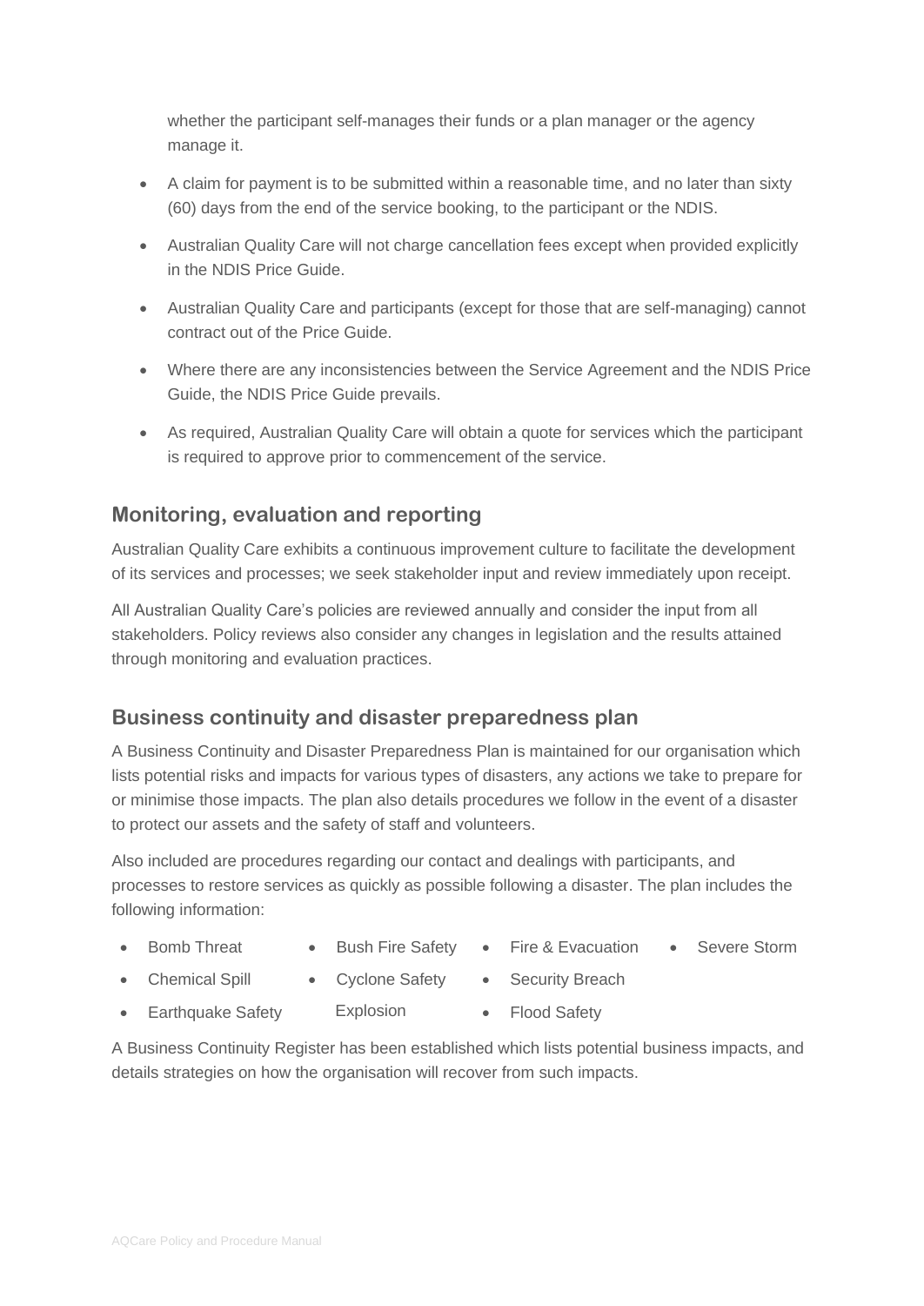whether the participant self-manages their funds or a plan manager or the agency manage it.

- A claim for payment is to be submitted within a reasonable time, and no later than sixty (60) days from the end of the service booking, to the participant or the NDIS.
- Australian Quality Care will not charge cancellation fees except when provided explicitly in the NDIS Price Guide.
- Australian Quality Care and participants (except for those that are self-managing) cannot contract out of the Price Guide.
- Where there are any inconsistencies between the Service Agreement and the NDIS Price Guide, the NDIS Price Guide prevails.
- As required, Australian Quality Care will obtain a quote for services which the participant is required to approve prior to commencement of the service.

## Monitoring, evaluation and reporting

Australian Quality Care exhibits a continuous improvement culture to facilitate the development of its services and processes; we seek stakeholder input and review immediately upon receipt.

All Australian Quality Care's policies are reviewed annually and consider the input from all stakeholders. Policy reviews also consider any changes in legislation and the results attained through monitoring and evaluation practices.

## Business continuity and disaster preparedness plan

A Business Continuity and Disaster Preparedness Plan is maintained for our organisation which lists potential risks and impacts for various types of disasters, any actions we take to prepare for or minimise those impacts. The plan also details procedures we follow in the event of a disaster to protect our assets and the safety of staff and volunteers.

Also included are procedures regarding our contact and dealings with participants, and processes to restore services as quickly as possible following a disaster. The plan includes the following information:

- Bomb Threat
- Chemical Spill
- Earthquake Safety
- Bush Fire Safety
- Cyclone Safety
- Explosion
- Fire & Evacuation
- Security Breach
- Flood Safety
- Severe Storm

A Business Continuity Register has been established which lists potential business impacts, and details strategies on how the organisation will recover from such impacts.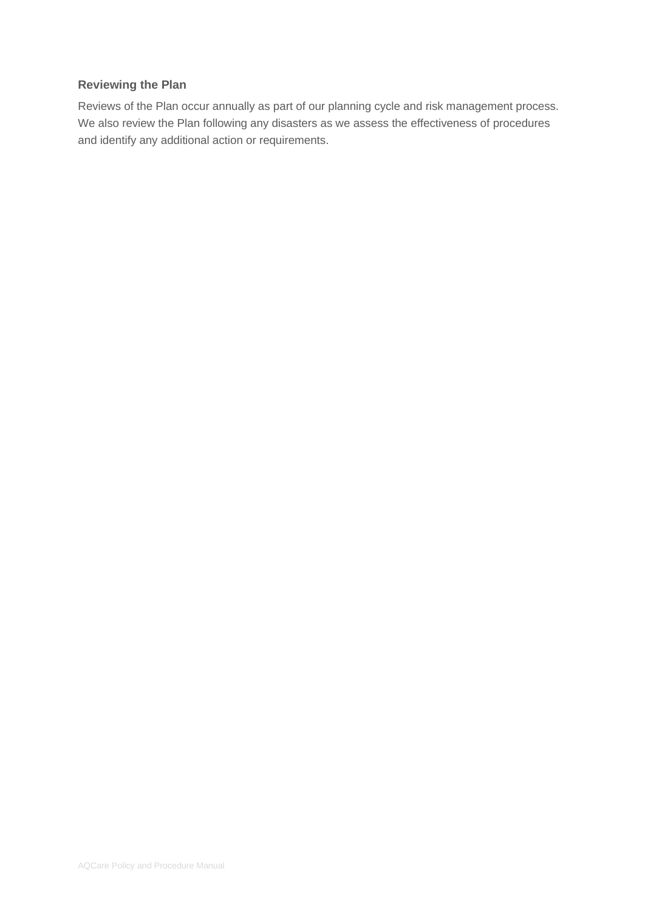### Reviewing the Plan

Reviews of the Plan occur annually as part of our planning cycle and risk management process. We also review the Plan following any disasters as we assess the effectiveness of procedures and identify any additional action or requirements.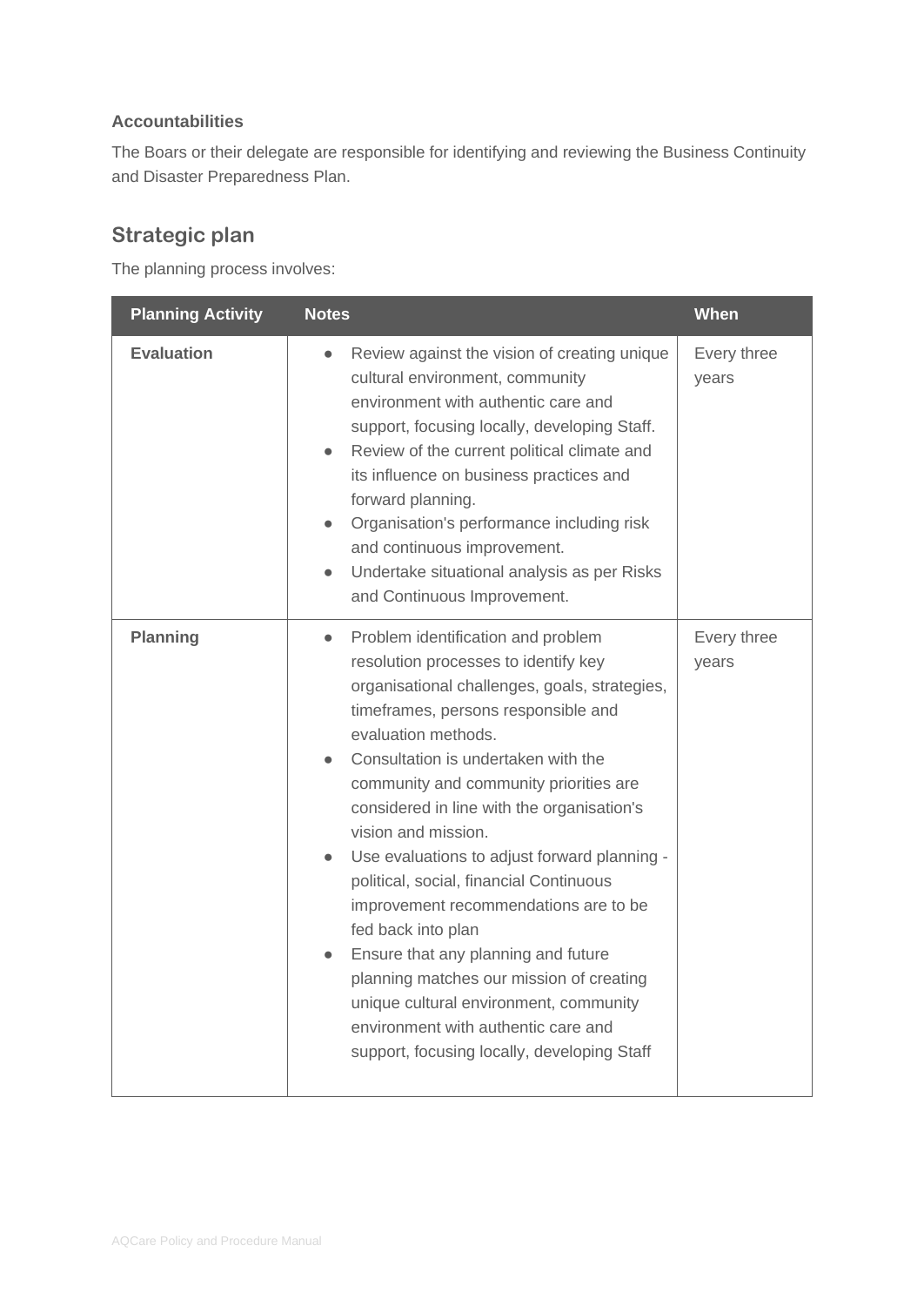**Accountabilities**

The Boars or their delegate are responsible for identifying and reviewing the Business Continuity and Disaster Preparedness Plan.

## Strategic plan

The planning process involves:

| Planning Activity | Notes | When |
|---|---|---|
| **Evaluation** | • Review against the vision of creating unique cultural environment, community environment with authentic care and support, focusing locally, developing Staff.<br>• Review of the current political climate and its influence on business practices and forward planning.<br>• Organisation's performance including risk and continuous improvement.<br>• Undertake situational analysis as per Risks and Continuous Improvement. | Every three years |
| **Planning** | • Problem identification and problem resolution processes to identify key organisational challenges, goals, strategies, timeframes, persons responsible and evaluation methods.<br>• Consultation is undertaken with the community and community priorities are considered in line with the organisation's vision and mission.<br>• Use evaluations to adjust forward planning - political, social, financial Continuous improvement recommendations are to be fed back into plan<br>• Ensure that any planning and future planning matches our mission of creating unique cultural environment, community environment with authentic care and support, focusing locally, developing Staff | Every three years |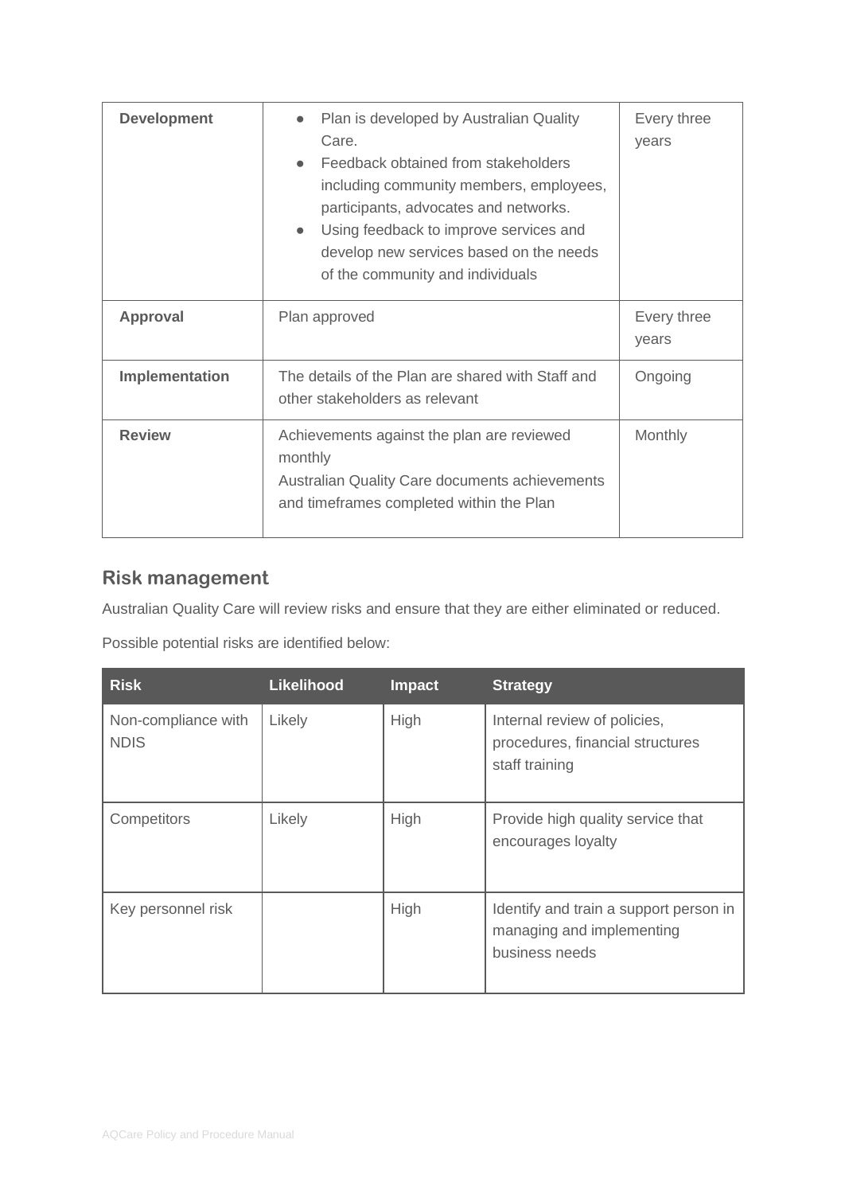| | | |
|---|---|---|
| **Development** | • Plan is developed by Australian Quality Care.<br>• Feedback obtained from stakeholders including community members, employees, participants, advocates and networks.<br>• Using feedback to improve services and develop new services based on the needs of the community and individuals | Every three years |
| **Approval** | Plan approved | Every three years |
| **Implementation** | The details of the Plan are shared with Staff and other stakeholders as relevant | Ongoing |
| **Review** | Achievements against the plan are reviewed monthly<br>Australian Quality Care documents achievements and timeframes completed within the Plan | Monthly |

## Risk management

Australian Quality Care will review risks and ensure that they are either eliminated or reduced.

Possible potential risks are identified below:

| Risk | Likelihood | Impact | Strategy |
|---|---|---|---|
| Non-compliance with NDIS | Likely | High | Internal review of policies, procedures, financial structures staff training |
| Competitors | Likely | High | Provide high quality service that encourages loyalty |
| Key personnel risk | | High | Identify and train a support person in managing and implementing business needs |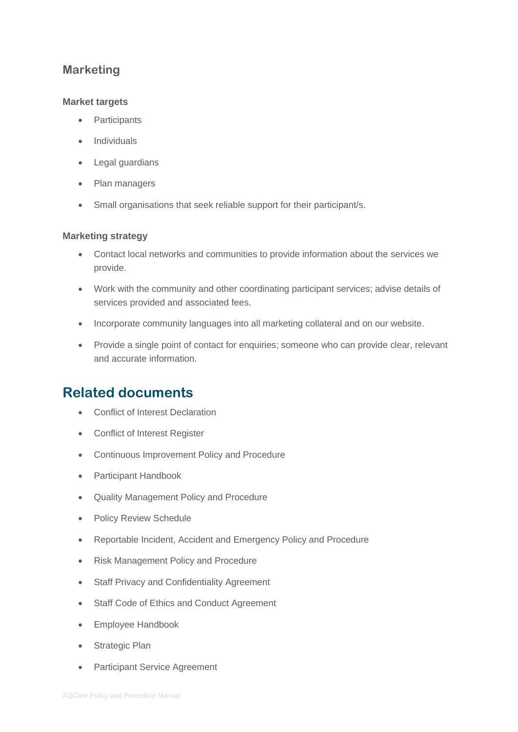### Marketing

#### Market targets

- Participants
- Individuals
- Legal guardians
- Plan managers
- Small organisations that seek reliable support for their participant/s.

#### Marketing strategy

- Contact local networks and communities to provide information about the services we provide.
- Work with the community and other coordinating participant services; advise details of services provided and associated fees.
- Incorporate community languages into all marketing collateral and on our website.
- Provide a single point of contact for enquiries; someone who can provide clear, relevant and accurate information.

## Related documents

- Conflict of Interest Declaration
- Conflict of Interest Register
- Continuous Improvement Policy and Procedure
- Participant Handbook
- Quality Management Policy and Procedure
- Policy Review Schedule
- Reportable Incident, Accident and Emergency Policy and Procedure
- Risk Management Policy and Procedure
- Staff Privacy and Confidentiality Agreement
- Staff Code of Ethics and Conduct Agreement
- Employee Handbook
- Strategic Plan
- Participant Service Agreement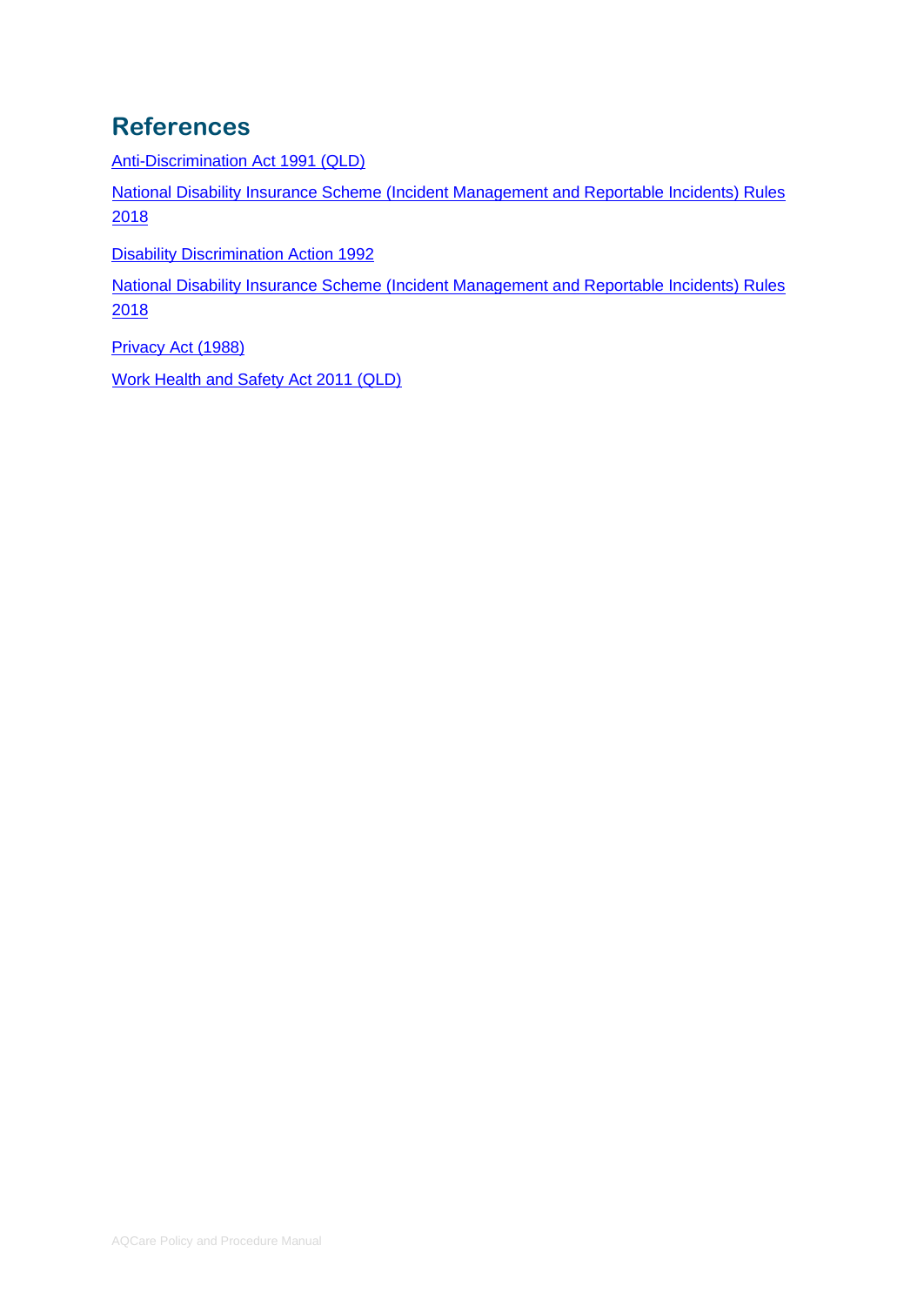## References

Anti-Discrimination Act 1991 (QLD)

National Disability Insurance Scheme (Incident Management and Reportable Incidents) Rules 2018

Disability Discrimination Action 1992

National Disability Insurance Scheme (Incident Management and Reportable Incidents) Rules 2018

Privacy Act (1988)

Work Health and Safety Act 2011 (QLD)